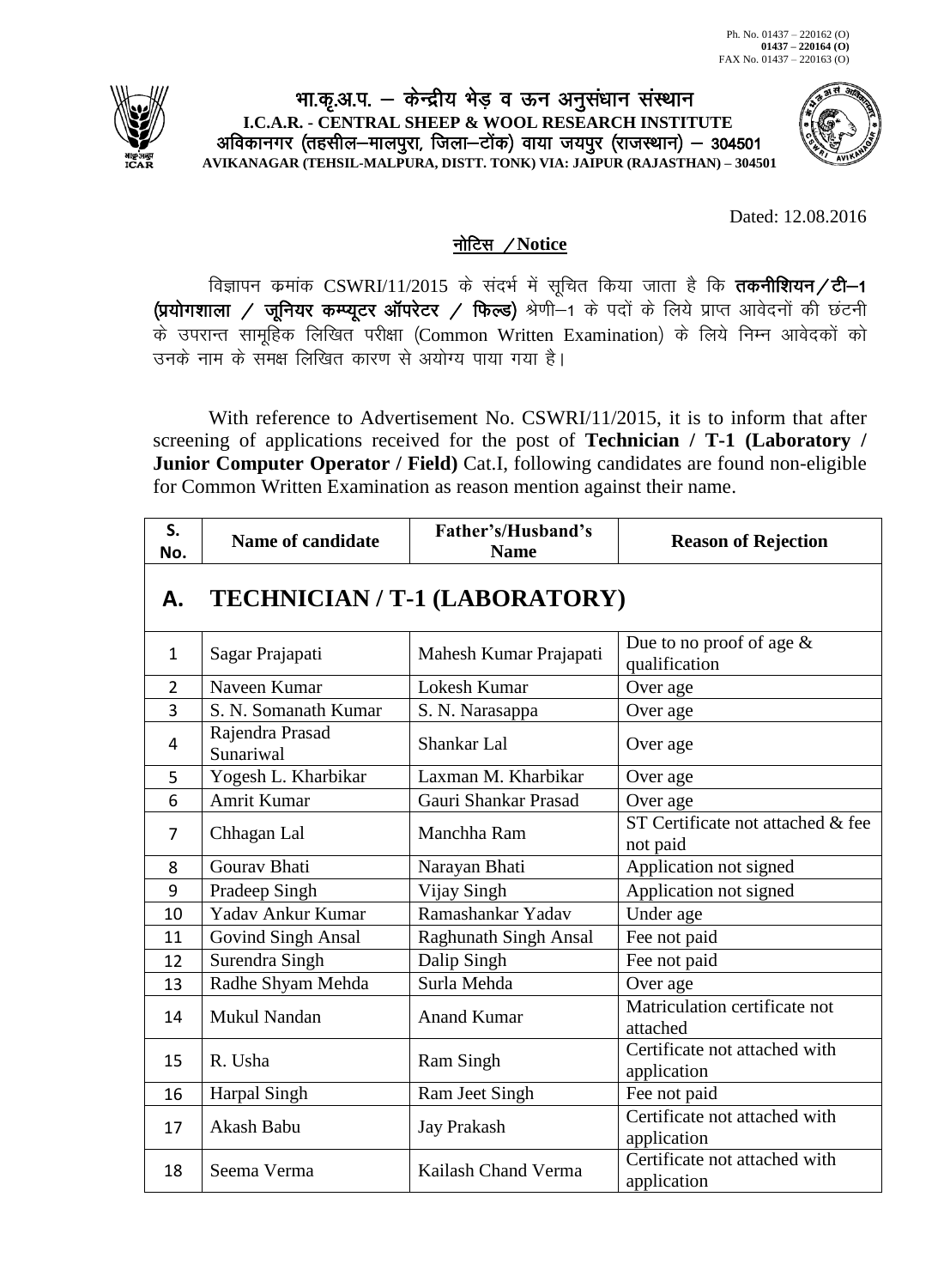Ph. No. 01437 – 220162 (O)
**01437 – 220164 (O)**
FAX No. 01437 – 220163 (O)

# भा.कृ.अ.प. – केन्द्रीय भेड़ व ऊन अनुसंधान संस्थान

**I.C.A.R. - CENTRAL SHEEP & WOOL RESEARCH INSTITUTE**

अविकानगर (तहसील–मालपुरा, जिला–टोंक) वाया जयपुर (राजस्थान) – 304501

**AVIKANAGAR (TEHSIL-MALPURA, DISTT. TONK) VIA: JAIPUR (RAJASTHAN) – 304501**

Dated: 12.08.2016

## नोटिस / Notice

विज्ञापन क्रमांक CSWRI/11/2015 के संदर्भ में सूचित किया जाता है कि **तकनीशियन/टी–1 (प्रयोगशाला / जूनियर कम्प्यूटर ऑपरेटर / फिल्ड)** श्रेणी–1 के पदों के लिये प्राप्त आवेदनों की छंटनी के उपरान्त सामूहिक लिखित परीक्षा (Common Written Examination) के लिये निम्न आवेदकों को उनके नाम के समक्ष लिखित कारण से अयोग्य पाया गया है।

With reference to Advertisement No. CSWRI/11/2015, it is to inform that after screening of applications received for the post of **Technician / T-1 (Laboratory / Junior Computer Operator / Field)** Cat.I, following candidates are found non-eligible for Common Written Examination as reason mention against their name.

| S. No. | Name of candidate | Father's/Husband's Name | Reason of Rejection |
|---|---|---|---|
| **A.** | **TECHNICIAN / T-1 (LABORATORY)** | | |
| 1 | Sagar Prajapati | Mahesh Kumar Prajapati | Due to no proof of age & qualification |
| 2 | Naveen Kumar | Lokesh Kumar | Over age |
| 3 | S. N. Somanath Kumar | S. N. Narasappa | Over age |
| 4 | Rajendra Prasad Sunariwal | Shankar Lal | Over age |
| 5 | Yogesh L. Kharbikar | Laxman M. Kharbikar | Over age |
| 6 | Amrit Kumar | Gauri Shankar Prasad | Over age |
| 7 | Chhagan Lal | Manchha Ram | ST Certificate not attached & fee not paid |
| 8 | Gourav Bhati | Narayan Bhati | Application not signed |
| 9 | Pradeep Singh | Vijay Singh | Application not signed |
| 10 | Yadav Ankur Kumar | Ramashankar Yadav | Under age |
| 11 | Govind Singh Ansal | Raghunath Singh Ansal | Fee not paid |
| 12 | Surendra Singh | Dalip Singh | Fee not paid |
| 13 | Radhe Shyam Mehda | Surla Mehda | Over age |
| 14 | Mukul Nandan | Anand Kumar | Matriculation certificate not attached |
| 15 | R. Usha | Ram Singh | Certificate not attached with application |
| 16 | Harpal Singh | Ram Jeet Singh | Fee not paid |
| 17 | Akash Babu | Jay Prakash | Certificate not attached with application |
| 18 | Seema Verma | Kailash Chand Verma | Certificate not attached with application |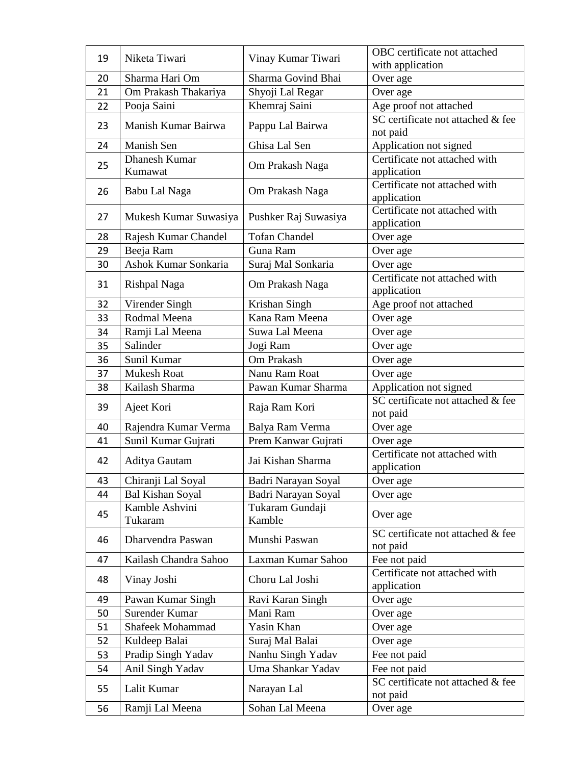| 19 | Niketa Tiwari | Vinay Kumar Tiwari | OBC certificate not attached with application |
|---|---|---|---|
| 20 | Sharma Hari Om | Sharma Govind Bhai | Over age |
| 21 | Om Prakash Thakariya | Shyoji Lal Regar | Over age |
| 22 | Pooja Saini | Khemraj Saini | Age proof not attached |
| 23 | Manish Kumar Bairwa | Pappu Lal Bairwa | SC certificate not attached & fee not paid |
| 24 | Manish Sen | Ghisa Lal Sen | Application not signed |
| 25 | Dhanesh Kumar Kumawat | Om Prakash Naga | Certificate not attached with application |
| 26 | Babu Lal Naga | Om Prakash Naga | Certificate not attached with application |
| 27 | Mukesh Kumar Suwasiya | Pushker Raj Suwasiya | Certificate not attached with application |
| 28 | Rajesh Kumar Chandel | Tofan Chandel | Over age |
| 29 | Beeja Ram | Guna Ram | Over age |
| 30 | Ashok Kumar Sonkaria | Suraj Mal Sonkaria | Over age |
| 31 | Rishpal Naga | Om Prakash Naga | Certificate not attached with application |
| 32 | Virender Singh | Krishan Singh | Age proof not attached |
| 33 | Rodmal Meena | Kana Ram Meena | Over age |
| 34 | Ramji Lal Meena | Suwa Lal Meena | Over age |
| 35 | Salinder | Jogi Ram | Over age |
| 36 | Sunil Kumar | Om Prakash | Over age |
| 37 | Mukesh Roat | Nanu Ram Roat | Over age |
| 38 | Kailash Sharma | Pawan Kumar Sharma | Application not signed |
| 39 | Ajeet Kori | Raja Ram Kori | SC certificate not attached & fee not paid |
| 40 | Rajendra Kumar Verma | Balya Ram Verma | Over age |
| 41 | Sunil Kumar Gujrati | Prem Kanwar Gujrati | Over age |
| 42 | Aditya Gautam | Jai Kishan Sharma | Certificate not attached with application |
| 43 | Chiranji Lal Soyal | Badri Narayan Soyal | Over age |
| 44 | Bal Kishan Soyal | Badri Narayan Soyal | Over age |
| 45 | Kamble Ashvini Tukaram | Tukaram Gundaji Kamble | Over age |
| 46 | Dharvendra Paswan | Munshi Paswan | SC certificate not attached & fee not paid |
| 47 | Kailash Chandra Sahoo | Laxman Kumar Sahoo | Fee not paid |
| 48 | Vinay Joshi | Choru Lal Joshi | Certificate not attached with application |
| 49 | Pawan Kumar Singh | Ravi Karan Singh | Over age |
| 50 | Surender Kumar | Mani Ram | Over age |
| 51 | Shafeek Mohammad | Yasin Khan | Over age |
| 52 | Kuldeep Balai | Suraj Mal Balai | Over age |
| 53 | Pradip Singh Yadav | Nanhu Singh Yadav | Fee not paid |
| 54 | Anil Singh Yadav | Uma Shankar Yadav | Fee not paid |
| 55 | Lalit Kumar | Narayan Lal | SC certificate not attached & fee not paid |
| 56 | Ramji Lal Meena | Sohan Lal Meena | Over age |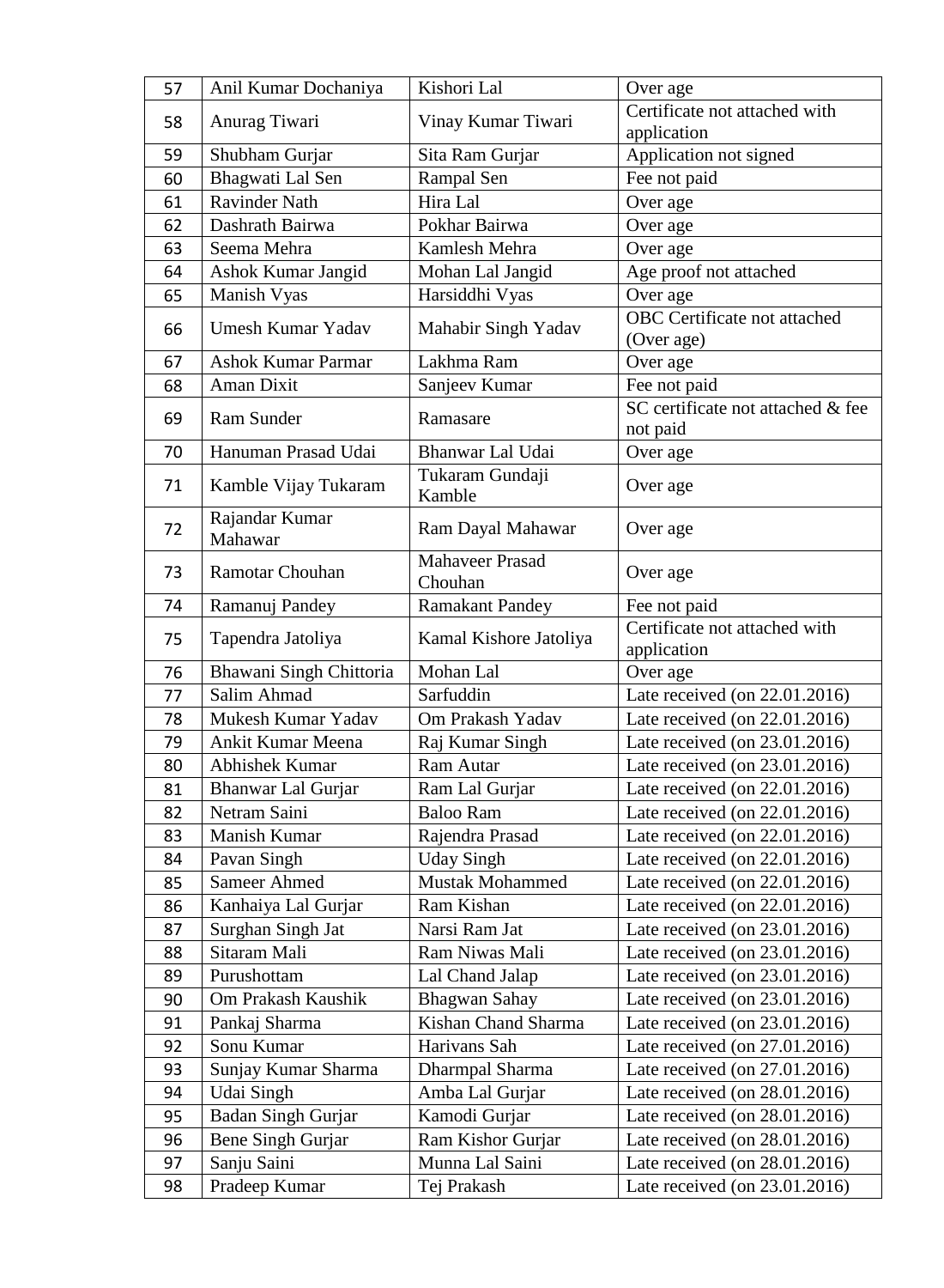| 57 | Anil Kumar Dochaniya | Kishori Lal | Over age |
|---|---|---|---|
| 58 | Anurag Tiwari | Vinay Kumar Tiwari | Certificate not attached with application |
| 59 | Shubham Gurjar | Sita Ram Gurjar | Application not signed |
| 60 | Bhagwati Lal Sen | Rampal Sen | Fee not paid |
| 61 | Ravinder Nath | Hira Lal | Over age |
| 62 | Dashrath Bairwa | Pokhar Bairwa | Over age |
| 63 | Seema Mehra | Kamlesh Mehra | Over age |
| 64 | Ashok Kumar Jangid | Mohan Lal Jangid | Age proof not attached |
| 65 | Manish Vyas | Harsiddhi Vyas | Over age |
| 66 | Umesh Kumar Yadav | Mahabir Singh Yadav | OBC Certificate not attached (Over age) |
| 67 | Ashok Kumar Parmar | Lakhma Ram | Over age |
| 68 | Aman Dixit | Sanjeev Kumar | Fee not paid |
| 69 | Ram Sunder | Ramasare | SC certificate not attached & fee not paid |
| 70 | Hanuman Prasad Udai | Bhanwar Lal Udai | Over age |
| 71 | Kamble Vijay Tukaram | Tukaram Gundaji Kamble | Over age |
| 72 | Rajandar Kumar Mahawar | Ram Dayal Mahawar | Over age |
| 73 | Ramotar Chouhan | Mahaveer Prasad Chouhan | Over age |
| 74 | Ramanuj Pandey | Ramakant Pandey | Fee not paid |
| 75 | Tapendra Jatoliya | Kamal Kishore Jatoliya | Certificate not attached with application |
| 76 | Bhawani Singh Chittoria | Mohan Lal | Over age |
| 77 | Salim Ahmad | Sarfuddin | Late received (on 22.01.2016) |
| 78 | Mukesh Kumar Yadav | Om Prakash Yadav | Late received (on 22.01.2016) |
| 79 | Ankit Kumar Meena | Raj Kumar Singh | Late received (on 23.01.2016) |
| 80 | Abhishek Kumar | Ram Autar | Late received (on 23.01.2016) |
| 81 | Bhanwar Lal Gurjar | Ram Lal Gurjar | Late received (on 22.01.2016) |
| 82 | Netram Saini | Baloo Ram | Late received (on 22.01.2016) |
| 83 | Manish Kumar | Rajendra Prasad | Late received (on 22.01.2016) |
| 84 | Pavan Singh | Uday Singh | Late received (on 22.01.2016) |
| 85 | Sameer Ahmed | Mustak Mohammed | Late received (on 22.01.2016) |
| 86 | Kanhaiya Lal Gurjar | Ram Kishan | Late received (on 22.01.2016) |
| 87 | Surghan Singh Jat | Narsi Ram Jat | Late received (on 23.01.2016) |
| 88 | Sitaram Mali | Ram Niwas Mali | Late received (on 23.01.2016) |
| 89 | Purushottam | Lal Chand Jalap | Late received (on 23.01.2016) |
| 90 | Om Prakash Kaushik | Bhagwan Sahay | Late received (on 23.01.2016) |
| 91 | Pankaj Sharma | Kishan Chand Sharma | Late received (on 23.01.2016) |
| 92 | Sonu Kumar | Harivans Sah | Late received (on 27.01.2016) |
| 93 | Sunjay Kumar Sharma | Dharmpal Sharma | Late received (on 27.01.2016) |
| 94 | Udai Singh | Amba Lal Gurjar | Late received (on 28.01.2016) |
| 95 | Badan Singh Gurjar | Kamodi Gurjar | Late received (on 28.01.2016) |
| 96 | Bene Singh Gurjar | Ram Kishor Gurjar | Late received (on 28.01.2016) |
| 97 | Sanju Saini | Munna Lal Saini | Late received (on 28.01.2016) |
| 98 | Pradeep Kumar | Tej Prakash | Late received (on 23.01.2016) |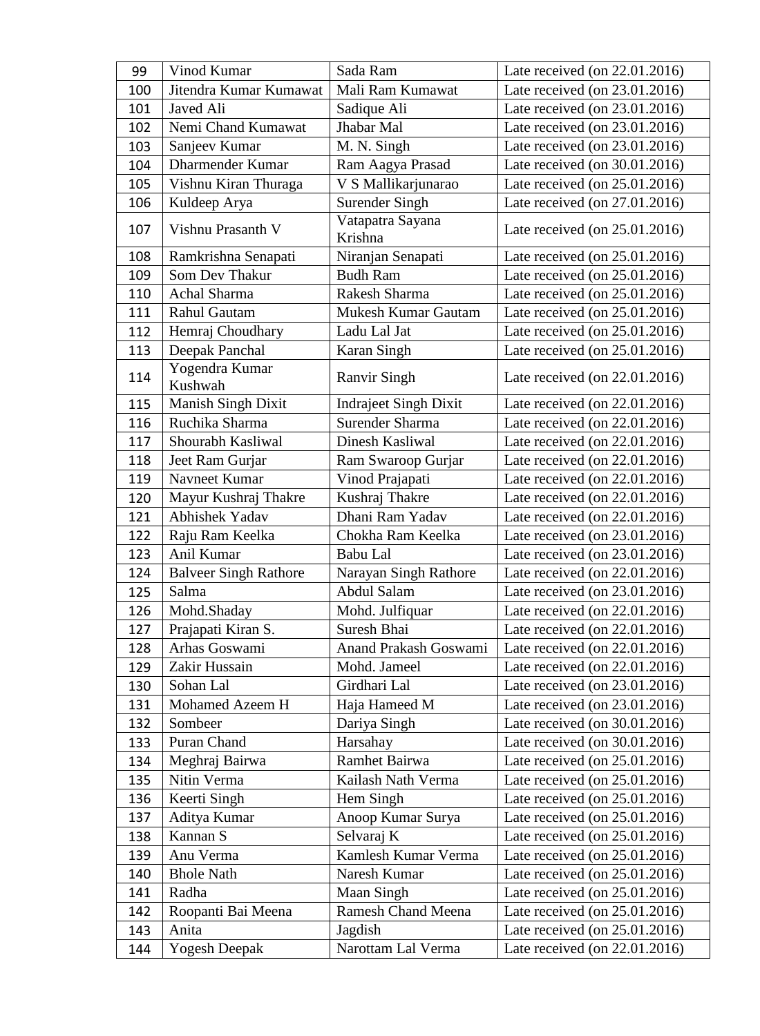| 99 | Vinod Kumar | Sada Ram | Late received (on 22.01.2016) |
|---|---|---|---|
| 100 | Jitendra Kumar Kumawat | Mali Ram Kumawat | Late received (on 23.01.2016) |
| 101 | Javed Ali | Sadique Ali | Late received (on 23.01.2016) |
| 102 | Nemi Chand Kumawat | Jhabar Mal | Late received (on 23.01.2016) |
| 103 | Sanjeev Kumar | M. N. Singh | Late received (on 23.01.2016) |
| 104 | Dharmender Kumar | Ram Aagya Prasad | Late received (on 30.01.2016) |
| 105 | Vishnu Kiran Thuraga | V S Mallikarjunarao | Late received (on 25.01.2016) |
| 106 | Kuldeep Arya | Surender Singh | Late received (on 27.01.2016) |
| 107 | Vishnu Prasanth V | Vatapatra Sayana Krishna | Late received (on 25.01.2016) |
| 108 | Ramkrishna Senapati | Niranjan Senapati | Late received (on 25.01.2016) |
| 109 | Som Dev Thakur | Budh Ram | Late received (on 25.01.2016) |
| 110 | Achal Sharma | Rakesh Sharma | Late received (on 25.01.2016) |
| 111 | Rahul Gautam | Mukesh Kumar Gautam | Late received (on 25.01.2016) |
| 112 | Hemraj Choudhary | Ladu Lal Jat | Late received (on 25.01.2016) |
| 113 | Deepak Panchal | Karan Singh | Late received (on 25.01.2016) |
| 114 | Yogendra Kumar Kushwah | Ranvir Singh | Late received (on 22.01.2016) |
| 115 | Manish Singh Dixit | Indrajeet Singh Dixit | Late received (on 22.01.2016) |
| 116 | Ruchika Sharma | Surender Sharma | Late received (on 22.01.2016) |
| 117 | Shourabh Kasliwal | Dinesh Kasliwal | Late received (on 22.01.2016) |
| 118 | Jeet Ram Gurjar | Ram Swaroop Gurjar | Late received (on 22.01.2016) |
| 119 | Navneet Kumar | Vinod Prajapati | Late received (on 22.01.2016) |
| 120 | Mayur Kushraj Thakre | Kushraj Thakre | Late received (on 22.01.2016) |
| 121 | Abhishek Yadav | Dhani Ram Yadav | Late received (on 22.01.2016) |
| 122 | Raju Ram Keelka | Chokha Ram Keelka | Late received (on 23.01.2016) |
| 123 | Anil Kumar | Babu Lal | Late received (on 23.01.2016) |
| 124 | Balveer Singh Rathore | Narayan Singh Rathore | Late received (on 22.01.2016) |
| 125 | Salma | Abdul Salam | Late received (on 23.01.2016) |
| 126 | Mohd.Shaday | Mohd. Julfiquar | Late received (on 22.01.2016) |
| 127 | Prajapati Kiran S. | Suresh Bhai | Late received (on 22.01.2016) |
| 128 | Arhas Goswami | Anand Prakash Goswami | Late received (on 22.01.2016) |
| 129 | Zakir Hussain | Mohd. Jameel | Late received (on 22.01.2016) |
| 130 | Sohan Lal | Girdhari Lal | Late received (on 23.01.2016) |
| 131 | Mohamed Azeem H | Haja Hameed M | Late received (on 23.01.2016) |
| 132 | Sombeer | Dariya Singh | Late received (on 30.01.2016) |
| 133 | Puran Chand | Harsahay | Late received (on 30.01.2016) |
| 134 | Meghraj Bairwa | Ramhet Bairwa | Late received (on 25.01.2016) |
| 135 | Nitin Verma | Kailash Nath Verma | Late received (on 25.01.2016) |
| 136 | Keerti Singh | Hem Singh | Late received (on 25.01.2016) |
| 137 | Aditya Kumar | Anoop Kumar Surya | Late received (on 25.01.2016) |
| 138 | Kannan S | Selvaraj K | Late received (on 25.01.2016) |
| 139 | Anu Verma | Kamlesh Kumar Verma | Late received (on 25.01.2016) |
| 140 | Bhole Nath | Naresh Kumar | Late received (on 25.01.2016) |
| 141 | Radha | Maan Singh | Late received (on 25.01.2016) |
| 142 | Roopanti Bai Meena | Ramesh Chand Meena | Late received (on 25.01.2016) |
| 143 | Anita | Jagdish | Late received (on 25.01.2016) |
| 144 | Yogesh Deepak | Narottam Lal Verma | Late received (on 22.01.2016) |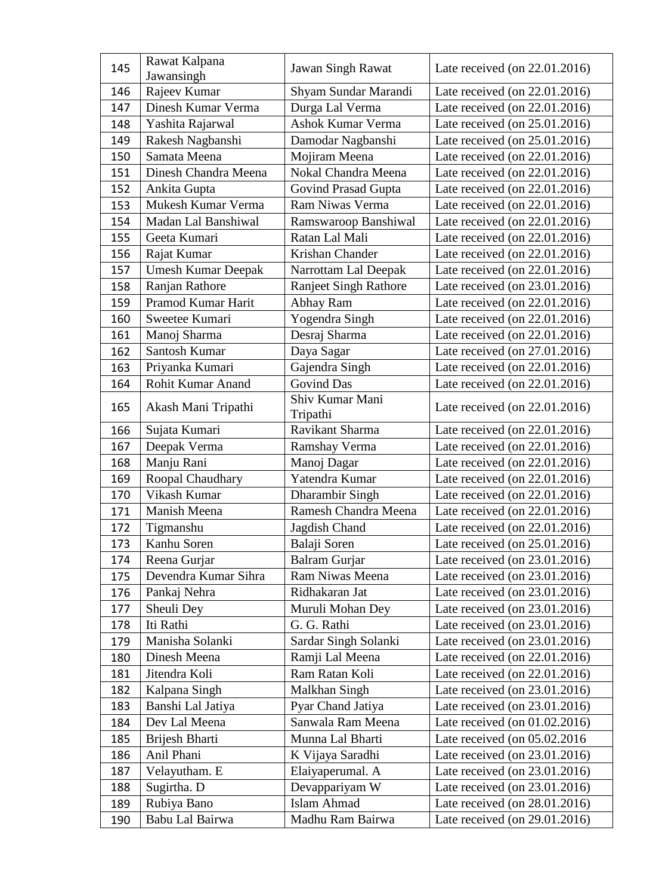| 145 | Rawat Kalpana Jawansingh | Jawan Singh Rawat | Late received (on 22.01.2016) |
|---|---|---|---|
| 146 | Rajeev Kumar | Shyam Sundar Marandi | Late received (on 22.01.2016) |
| 147 | Dinesh Kumar Verma | Durga Lal Verma | Late received (on 22.01.2016) |
| 148 | Yashita Rajarwal | Ashok Kumar Verma | Late received (on 25.01.2016) |
| 149 | Rakesh Nagbanshi | Damodar Nagbanshi | Late received (on 25.01.2016) |
| 150 | Samata Meena | Mojiram Meena | Late received (on 22.01.2016) |
| 151 | Dinesh Chandra Meena | Nokal Chandra Meena | Late received (on 22.01.2016) |
| 152 | Ankita Gupta | Govind Prasad Gupta | Late received (on 22.01.2016) |
| 153 | Mukesh Kumar Verma | Ram Niwas Verma | Late received (on 22.01.2016) |
| 154 | Madan Lal Banshiwal | Ramswaroop Banshiwal | Late received (on 22.01.2016) |
| 155 | Geeta Kumari | Ratan Lal Mali | Late received (on 22.01.2016) |
| 156 | Rajat Kumar | Krishan Chander | Late received (on 22.01.2016) |
| 157 | Umesh Kumar Deepak | Narrottam Lal Deepak | Late received (on 22.01.2016) |
| 158 | Ranjan Rathore | Ranjeet Singh Rathore | Late received (on 23.01.2016) |
| 159 | Pramod Kumar Harit | Abhay Ram | Late received (on 22.01.2016) |
| 160 | Sweetee Kumari | Yogendra Singh | Late received (on 22.01.2016) |
| 161 | Manoj Sharma | Desraj Sharma | Late received (on 22.01.2016) |
| 162 | Santosh Kumar | Daya Sagar | Late received (on 27.01.2016) |
| 163 | Priyanka Kumari | Gajendra Singh | Late received (on 22.01.2016) |
| 164 | Rohit Kumar Anand | Govind Das | Late received (on 22.01.2016) |
| 165 | Akash Mani Tripathi | Shiv Kumar Mani Tripathi | Late received (on 22.01.2016) |
| 166 | Sujata Kumari | Ravikant Sharma | Late received (on 22.01.2016) |
| 167 | Deepak Verma | Ramshay Verma | Late received (on 22.01.2016) |
| 168 | Manju Rani | Manoj Dagar | Late received (on 22.01.2016) |
| 169 | Roopal Chaudhary | Yatendra Kumar | Late received (on 22.01.2016) |
| 170 | Vikash Kumar | Dharambir Singh | Late received (on 22.01.2016) |
| 171 | Manish Meena | Ramesh Chandra Meena | Late received (on 22.01.2016) |
| 172 | Tigmanshu | Jagdish Chand | Late received (on 22.01.2016) |
| 173 | Kanhu Soren | Balaji Soren | Late received (on 25.01.2016) |
| 174 | Reena Gurjar | Balram Gurjar | Late received (on 23.01.2016) |
| 175 | Devendra Kumar Sihra | Ram Niwas Meena | Late received (on 23.01.2016) |
| 176 | Pankaj Nehra | Ridhakaran Jat | Late received (on 23.01.2016) |
| 177 | Sheuli Dey | Muruli Mohan Dey | Late received (on 23.01.2016) |
| 178 | Iti Rathi | G. G. Rathi | Late received (on 23.01.2016) |
| 179 | Manisha Solanki | Sardar Singh Solanki | Late received (on 23.01.2016) |
| 180 | Dinesh Meena | Ramji Lal Meena | Late received (on 22.01.2016) |
| 181 | Jitendra Koli | Ram Ratan Koli | Late received (on 22.01.2016) |
| 182 | Kalpana Singh | Malkhan Singh | Late received (on 23.01.2016) |
| 183 | Banshi Lal Jatiya | Pyar Chand Jatiya | Late received (on 23.01.2016) |
| 184 | Dev Lal Meena | Sanwala Ram Meena | Late received (on 01.02.2016) |
| 185 | Brijesh Bharti | Munna Lal Bharti | Late received (on 05.02.2016 |
| 186 | Anil Phani | K Vijaya Saradhi | Late received (on 23.01.2016) |
| 187 | Velayutham. E | Elaiyaperumal. A | Late received (on 23.01.2016) |
| 188 | Sugirtha. D | Devappariyam W | Late received (on 23.01.2016) |
| 189 | Rubiya Bano | Islam Ahmad | Late received (on 28.01.2016) |
| 190 | Babu Lal Bairwa | Madhu Ram Bairwa | Late received (on 29.01.2016) |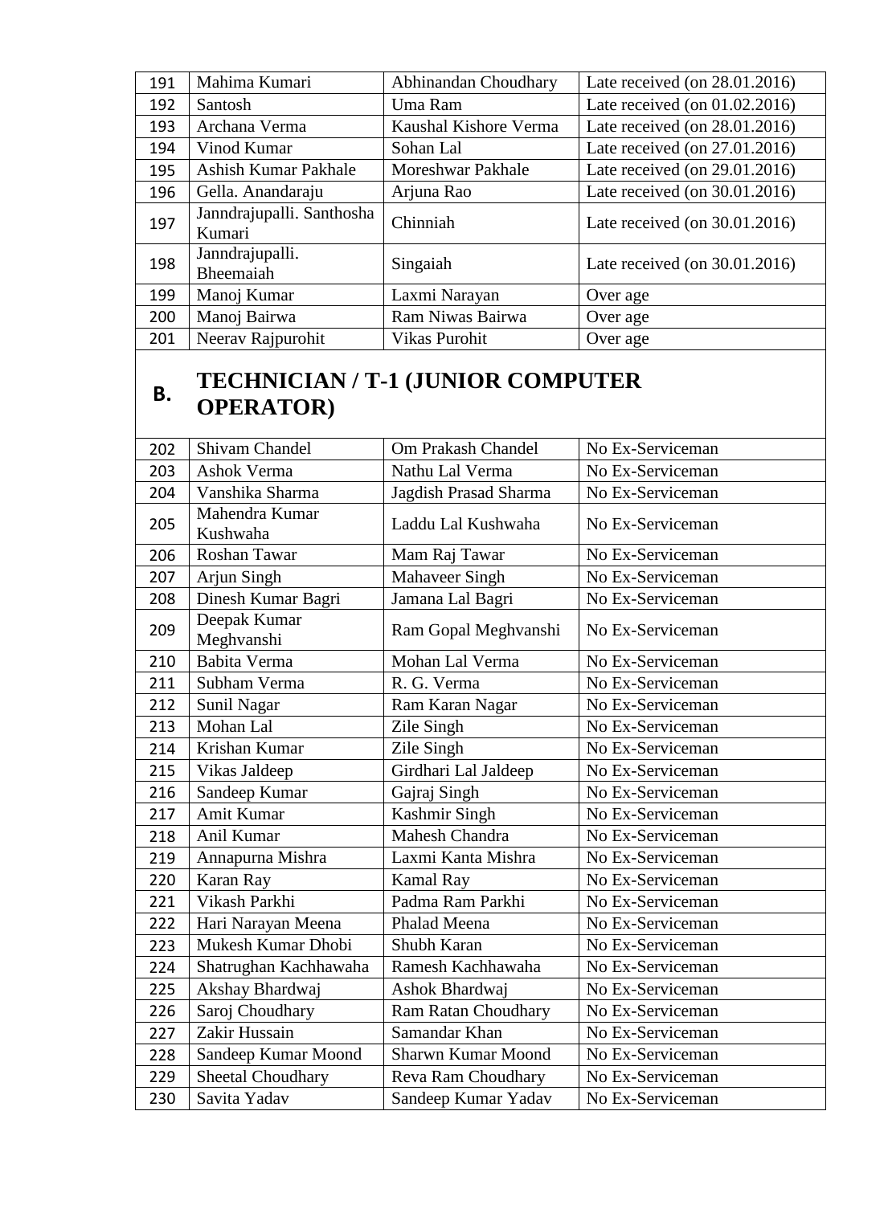| | | | |
|---|---|---|---|
| 191 | Mahima Kumari | Abhinandan Choudhary | Late received (on 28.01.2016) |
| 192 | Santosh | Uma Ram | Late received (on 01.02.2016) |
| 193 | Archana Verma | Kaushal Kishore Verma | Late received (on 28.01.2016) |
| 194 | Vinod Kumar | Sohan Lal | Late received (on 27.01.2016) |
| 195 | Ashish Kumar Pakhale | Moreshwar Pakhale | Late received (on 29.01.2016) |
| 196 | Gella. Anandaraju | Arjuna Rao | Late received (on 30.01.2016) |
| 197 | Janndrajupalli. Santhosha Kumari | Chinniah | Late received (on 30.01.2016) |
| 198 | Janndrajupalli. Bheemaiah | Singaiah | Late received (on 30.01.2016) |
| 199 | Manoj Kumar | Laxmi Narayan | Over age |
| 200 | Manoj Bairwa | Ram Niwas Bairwa | Over age |
| 201 | Neerav Rajpurohit | Vikas Purohit | Over age |
| **B.** | **TECHNICIAN / T-1 (JUNIOR COMPUTER OPERATOR)** | | |
| 202 | Shivam Chandel | Om Prakash Chandel | No Ex-Serviceman |
| 203 | Ashok Verma | Nathu Lal Verma | No Ex-Serviceman |
| 204 | Vanshika Sharma | Jagdish Prasad Sharma | No Ex-Serviceman |
| 205 | Mahendra Kumar Kushwaha | Laddu Lal Kushwaha | No Ex-Serviceman |
| 206 | Roshan Tawar | Mam Raj Tawar | No Ex-Serviceman |
| 207 | Arjun Singh | Mahaveer Singh | No Ex-Serviceman |
| 208 | Dinesh Kumar Bagri | Jamana Lal Bagri | No Ex-Serviceman |
| 209 | Deepak Kumar Meghvanshi | Ram Gopal Meghvanshi | No Ex-Serviceman |
| 210 | Babita Verma | Mohan Lal Verma | No Ex-Serviceman |
| 211 | Subham Verma | R. G. Verma | No Ex-Serviceman |
| 212 | Sunil Nagar | Ram Karan Nagar | No Ex-Serviceman |
| 213 | Mohan Lal | Zile Singh | No Ex-Serviceman |
| 214 | Krishan Kumar | Zile Singh | No Ex-Serviceman |
| 215 | Vikas Jaldeep | Girdhari Lal Jaldeep | No Ex-Serviceman |
| 216 | Sandeep Kumar | Gajraj Singh | No Ex-Serviceman |
| 217 | Amit Kumar | Kashmir Singh | No Ex-Serviceman |
| 218 | Anil Kumar | Mahesh Chandra | No Ex-Serviceman |
| 219 | Annapurna Mishra | Laxmi Kanta Mishra | No Ex-Serviceman |
| 220 | Karan Ray | Kamal Ray | No Ex-Serviceman |
| 221 | Vikash Parkhi | Padma Ram Parkhi | No Ex-Serviceman |
| 222 | Hari Narayan Meena | Phalad Meena | No Ex-Serviceman |
| 223 | Mukesh Kumar Dhobi | Shubh Karan | No Ex-Serviceman |
| 224 | Shatrughan Kachhawaha | Ramesh Kachhawaha | No Ex-Serviceman |
| 225 | Akshay Bhardwaj | Ashok Bhardwaj | No Ex-Serviceman |
| 226 | Saroj Choudhary | Ram Ratan Choudhary | No Ex-Serviceman |
| 227 | Zakir Hussain | Samandar Khan | No Ex-Serviceman |
| 228 | Sandeep Kumar Moond | Sharwn Kumar Moond | No Ex-Serviceman |
| 229 | Sheetal Choudhary | Reva Ram Choudhary | No Ex-Serviceman |
| 230 | Savita Yadav | Sandeep Kumar Yadav | No Ex-Serviceman |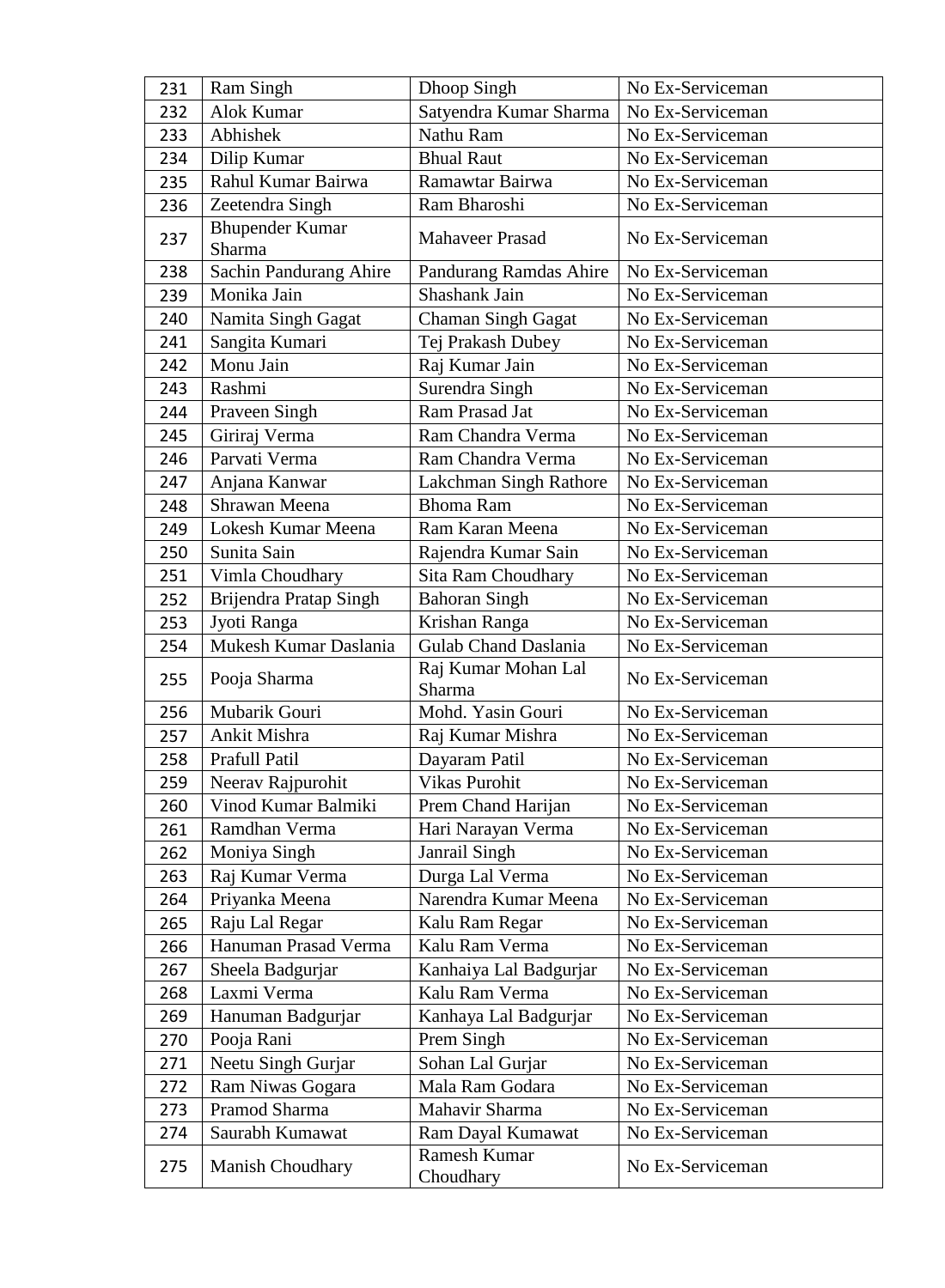| 231 | Ram Singh | Dhoop Singh | No Ex-Serviceman |
|---|---|---|---|
| 232 | Alok Kumar | Satyendra Kumar Sharma | No Ex-Serviceman |
| 233 | Abhishek | Nathu Ram | No Ex-Serviceman |
| 234 | Dilip Kumar | Bhual Raut | No Ex-Serviceman |
| 235 | Rahul Kumar Bairwa | Ramawtar Bairwa | No Ex-Serviceman |
| 236 | Zeetendra Singh | Ram Bharoshi | No Ex-Serviceman |
| 237 | Bhupender Kumar Sharma | Mahaveer Prasad | No Ex-Serviceman |
| 238 | Sachin Pandurang Ahire | Pandurang Ramdas Ahire | No Ex-Serviceman |
| 239 | Monika Jain | Shashank Jain | No Ex-Serviceman |
| 240 | Namita Singh Gagat | Chaman Singh Gagat | No Ex-Serviceman |
| 241 | Sangita Kumari | Tej Prakash Dubey | No Ex-Serviceman |
| 242 | Monu Jain | Raj Kumar Jain | No Ex-Serviceman |
| 243 | Rashmi | Surendra Singh | No Ex-Serviceman |
| 244 | Praveen Singh | Ram Prasad Jat | No Ex-Serviceman |
| 245 | Giriraj Verma | Ram Chandra Verma | No Ex-Serviceman |
| 246 | Parvati Verma | Ram Chandra Verma | No Ex-Serviceman |
| 247 | Anjana Kanwar | Lakchman Singh Rathore | No Ex-Serviceman |
| 248 | Shrawan Meena | Bhoma Ram | No Ex-Serviceman |
| 249 | Lokesh Kumar Meena | Ram Karan Meena | No Ex-Serviceman |
| 250 | Sunita Sain | Rajendra Kumar Sain | No Ex-Serviceman |
| 251 | Vimla Choudhary | Sita Ram Choudhary | No Ex-Serviceman |
| 252 | Brijendra Pratap Singh | Bahoran Singh | No Ex-Serviceman |
| 253 | Jyoti Ranga | Krishan Ranga | No Ex-Serviceman |
| 254 | Mukesh Kumar Daslania | Gulab Chand Daslania | No Ex-Serviceman |
| 255 | Pooja Sharma | Raj Kumar Mohan Lal Sharma | No Ex-Serviceman |
| 256 | Mubarik Gouri | Mohd. Yasin Gouri | No Ex-Serviceman |
| 257 | Ankit Mishra | Raj Kumar Mishra | No Ex-Serviceman |
| 258 | Prafull Patil | Dayaram Patil | No Ex-Serviceman |
| 259 | Neerav Rajpurohit | Vikas Purohit | No Ex-Serviceman |
| 260 | Vinod Kumar Balmiki | Prem Chand Harijan | No Ex-Serviceman |
| 261 | Ramdhan Verma | Hari Narayan Verma | No Ex-Serviceman |
| 262 | Moniya Singh | Janrail Singh | No Ex-Serviceman |
| 263 | Raj Kumar Verma | Durga Lal Verma | No Ex-Serviceman |
| 264 | Priyanka Meena | Narendra Kumar Meena | No Ex-Serviceman |
| 265 | Raju Lal Regar | Kalu Ram Regar | No Ex-Serviceman |
| 266 | Hanuman Prasad Verma | Kalu Ram Verma | No Ex-Serviceman |
| 267 | Sheela Badgurjar | Kanhaiya Lal Badgurjar | No Ex-Serviceman |
| 268 | Laxmi Verma | Kalu Ram Verma | No Ex-Serviceman |
| 269 | Hanuman Badgurjar | Kanhaya Lal Badgurjar | No Ex-Serviceman |
| 270 | Pooja Rani | Prem Singh | No Ex-Serviceman |
| 271 | Neetu Singh Gurjar | Sohan Lal Gurjar | No Ex-Serviceman |
| 272 | Ram Niwas Gogara | Mala Ram Godara | No Ex-Serviceman |
| 273 | Pramod Sharma | Mahavir Sharma | No Ex-Serviceman |
| 274 | Saurabh Kumawat | Ram Dayal Kumawat | No Ex-Serviceman |
| 275 | Manish Choudhary | Ramesh Kumar Choudhary | No Ex-Serviceman |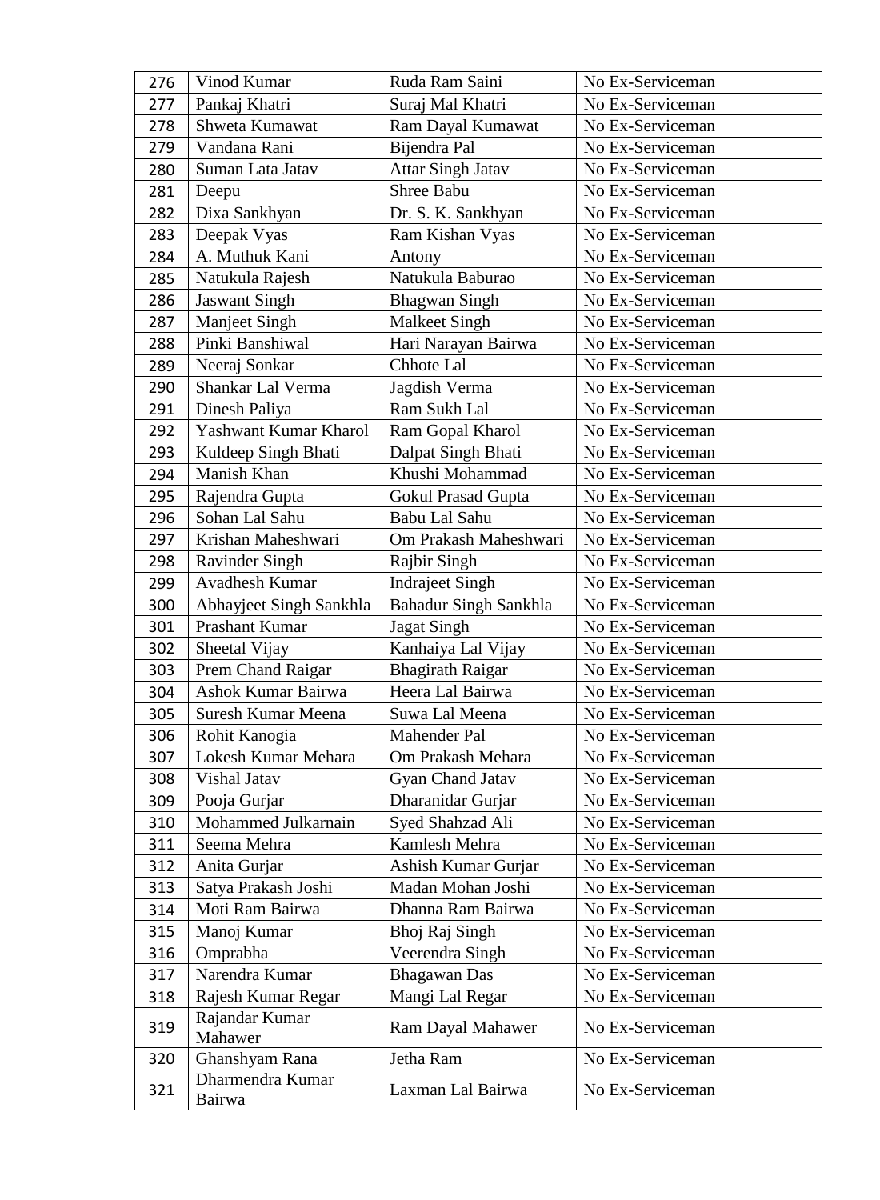| 276 | Vinod Kumar | Ruda Ram Saini | No Ex-Serviceman |
|---|---|---|---|
| 277 | Pankaj Khatri | Suraj Mal Khatri | No Ex-Serviceman |
| 278 | Shweta Kumawat | Ram Dayal Kumawat | No Ex-Serviceman |
| 279 | Vandana Rani | Bijendra Pal | No Ex-Serviceman |
| 280 | Suman Lata Jatav | Attar Singh Jatav | No Ex-Serviceman |
| 281 | Deepu | Shree Babu | No Ex-Serviceman |
| 282 | Dixa Sankhyan | Dr. S. K. Sankhyan | No Ex-Serviceman |
| 283 | Deepak Vyas | Ram Kishan Vyas | No Ex-Serviceman |
| 284 | A. Muthuk Kani | Antony | No Ex-Serviceman |
| 285 | Natukula Rajesh | Natukula Baburao | No Ex-Serviceman |
| 286 | Jaswant Singh | Bhagwan Singh | No Ex-Serviceman |
| 287 | Manjeet Singh | Malkeet Singh | No Ex-Serviceman |
| 288 | Pinki Banshiwal | Hari Narayan Bairwa | No Ex-Serviceman |
| 289 | Neeraj Sonkar | Chhote Lal | No Ex-Serviceman |
| 290 | Shankar Lal Verma | Jagdish Verma | No Ex-Serviceman |
| 291 | Dinesh Paliya | Ram Sukh Lal | No Ex-Serviceman |
| 292 | Yashwant Kumar Kharol | Ram Gopal Kharol | No Ex-Serviceman |
| 293 | Kuldeep Singh Bhati | Dalpat Singh Bhati | No Ex-Serviceman |
| 294 | Manish Khan | Khushi Mohammad | No Ex-Serviceman |
| 295 | Rajendra Gupta | Gokul Prasad Gupta | No Ex-Serviceman |
| 296 | Sohan Lal Sahu | Babu Lal Sahu | No Ex-Serviceman |
| 297 | Krishan Maheshwari | Om Prakash Maheshwari | No Ex-Serviceman |
| 298 | Ravinder Singh | Rajbir Singh | No Ex-Serviceman |
| 299 | Avadhesh Kumar | Indrajeet Singh | No Ex-Serviceman |
| 300 | Abhayjeet Singh Sankhla | Bahadur Singh Sankhla | No Ex-Serviceman |
| 301 | Prashant Kumar | Jagat Singh | No Ex-Serviceman |
| 302 | Sheetal Vijay | Kanhaiya Lal Vijay | No Ex-Serviceman |
| 303 | Prem Chand Raigar | Bhagirath Raigar | No Ex-Serviceman |
| 304 | Ashok Kumar Bairwa | Heera Lal Bairwa | No Ex-Serviceman |
| 305 | Suresh Kumar Meena | Suwa Lal Meena | No Ex-Serviceman |
| 306 | Rohit Kanogia | Mahender Pal | No Ex-Serviceman |
| 307 | Lokesh Kumar Mehara | Om Prakash Mehara | No Ex-Serviceman |
| 308 | Vishal Jatav | Gyan Chand Jatav | No Ex-Serviceman |
| 309 | Pooja Gurjar | Dharanidar Gurjar | No Ex-Serviceman |
| 310 | Mohammed Julkarnain | Syed Shahzad Ali | No Ex-Serviceman |
| 311 | Seema Mehra | Kamlesh Mehra | No Ex-Serviceman |
| 312 | Anita Gurjar | Ashish Kumar Gurjar | No Ex-Serviceman |
| 313 | Satya Prakash Joshi | Madan Mohan Joshi | No Ex-Serviceman |
| 314 | Moti Ram Bairwa | Dhanna Ram Bairwa | No Ex-Serviceman |
| 315 | Manoj Kumar | Bhoj Raj Singh | No Ex-Serviceman |
| 316 | Omprabha | Veerendra Singh | No Ex-Serviceman |
| 317 | Narendra Kumar | Bhagawan Das | No Ex-Serviceman |
| 318 | Rajesh Kumar Regar | Mangi Lal Regar | No Ex-Serviceman |
| 319 | Rajandar Kumar Mahawer | Ram Dayal Mahawer | No Ex-Serviceman |
| 320 | Ghanshyam Rana | Jetha Ram | No Ex-Serviceman |
| 321 | Dharmendra Kumar Bairwa | Laxman Lal Bairwa | No Ex-Serviceman |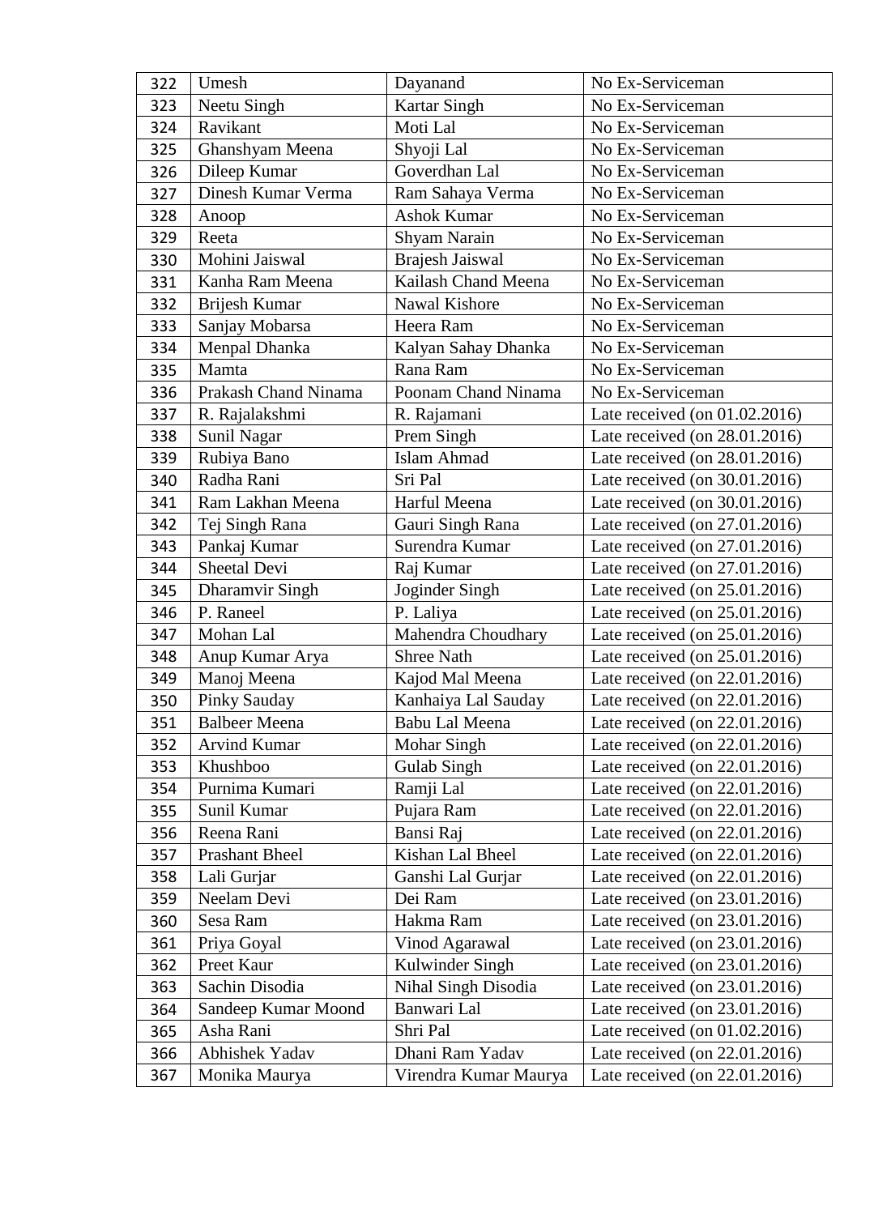| | | | |
|---|---|---|---|
| 322 | Umesh | Dayanand | No Ex-Serviceman |
| 323 | Neetu Singh | Kartar Singh | No Ex-Serviceman |
| 324 | Ravikant | Moti Lal | No Ex-Serviceman |
| 325 | Ghanshyam Meena | Shyoji Lal | No Ex-Serviceman |
| 326 | Dileep Kumar | Goverdhan Lal | No Ex-Serviceman |
| 327 | Dinesh Kumar Verma | Ram Sahaya Verma | No Ex-Serviceman |
| 328 | Anoop | Ashok Kumar | No Ex-Serviceman |
| 329 | Reeta | Shyam Narain | No Ex-Serviceman |
| 330 | Mohini Jaiswal | Brajesh Jaiswal | No Ex-Serviceman |
| 331 | Kanha Ram Meena | Kailash Chand Meena | No Ex-Serviceman |
| 332 | Brijesh Kumar | Nawal Kishore | No Ex-Serviceman |
| 333 | Sanjay Mobarsa | Heera Ram | No Ex-Serviceman |
| 334 | Menpal Dhanka | Kalyan Sahay Dhanka | No Ex-Serviceman |
| 335 | Mamta | Rana Ram | No Ex-Serviceman |
| 336 | Prakash Chand Ninama | Poonam Chand Ninama | No Ex-Serviceman |
| 337 | R. Rajalakshmi | R. Rajamani | Late received (on 01.02.2016) |
| 338 | Sunil Nagar | Prem Singh | Late received (on 28.01.2016) |
| 339 | Rubiya Bano | Islam Ahmad | Late received (on 28.01.2016) |
| 340 | Radha Rani | Sri Pal | Late received (on 30.01.2016) |
| 341 | Ram Lakhan Meena | Harful Meena | Late received (on 30.01.2016) |
| 342 | Tej Singh Rana | Gauri Singh Rana | Late received (on 27.01.2016) |
| 343 | Pankaj Kumar | Surendra Kumar | Late received (on 27.01.2016) |
| 344 | Sheetal Devi | Raj Kumar | Late received (on 27.01.2016) |
| 345 | Dharamvir Singh | Joginder Singh | Late received (on 25.01.2016) |
| 346 | P. Raneel | P. Laliya | Late received (on 25.01.2016) |
| 347 | Mohan Lal | Mahendra Choudhary | Late received (on 25.01.2016) |
| 348 | Anup Kumar Arya | Shree Nath | Late received (on 25.01.2016) |
| 349 | Manoj Meena | Kajod Mal Meena | Late received (on 22.01.2016) |
| 350 | Pinky Sauday | Kanhaiya Lal Sauday | Late received (on 22.01.2016) |
| 351 | Balbeer Meena | Babu Lal Meena | Late received (on 22.01.2016) |
| 352 | Arvind Kumar | Mohar Singh | Late received (on 22.01.2016) |
| 353 | Khushboo | Gulab Singh | Late received (on 22.01.2016) |
| 354 | Purnima Kumari | Ramji Lal | Late received (on 22.01.2016) |
| 355 | Sunil Kumar | Pujara Ram | Late received (on 22.01.2016) |
| 356 | Reena Rani | Bansi Raj | Late received (on 22.01.2016) |
| 357 | Prashant Bheel | Kishan Lal Bheel | Late received (on 22.01.2016) |
| 358 | Lali Gurjar | Ganshi Lal Gurjar | Late received (on 22.01.2016) |
| 359 | Neelam Devi | Dei Ram | Late received (on 23.01.2016) |
| 360 | Sesa Ram | Hakma Ram | Late received (on 23.01.2016) |
| 361 | Priya Goyal | Vinod Agarawal | Late received (on 23.01.2016) |
| 362 | Preet Kaur | Kulwinder Singh | Late received (on 23.01.2016) |
| 363 | Sachin Disodia | Nihal Singh Disodia | Late received (on 23.01.2016) |
| 364 | Sandeep Kumar Moond | Banwari Lal | Late received (on 23.01.2016) |
| 365 | Asha Rani | Shri Pal | Late received (on 01.02.2016) |
| 366 | Abhishek Yadav | Dhani Ram Yadav | Late received (on 22.01.2016) |
| 367 | Monika Maurya | Virendra Kumar Maurya | Late received (on 22.01.2016) |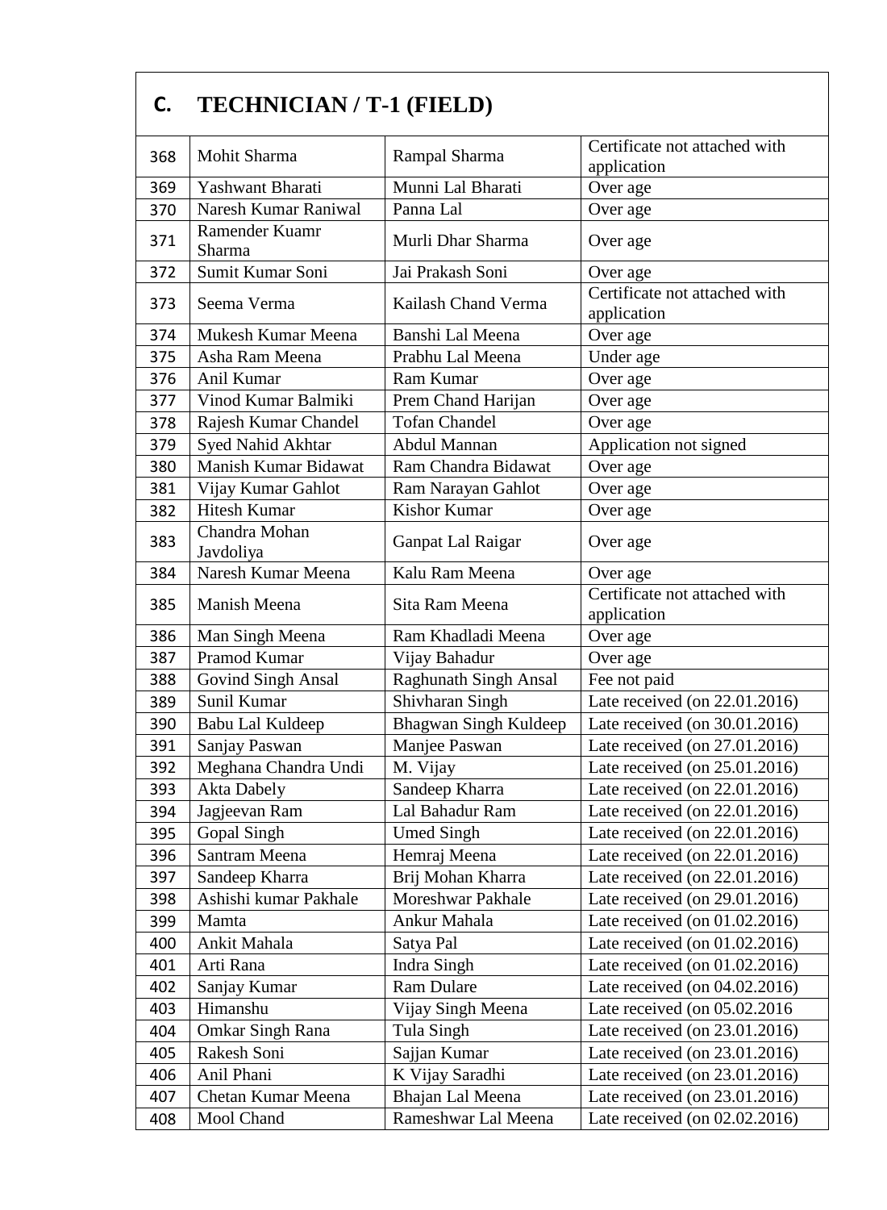## C. TECHNICIAN / T-1 (FIELD)

| | | | |
|---|---|---|---|
| 368 | Mohit Sharma | Rampal Sharma | Certificate not attached with application |
| 369 | Yashwant Bharati | Munni Lal Bharati | Over age |
| 370 | Naresh Kumar Raniwal | Panna Lal | Over age |
| 371 | Ramender Kuamr Sharma | Murli Dhar Sharma | Over age |
| 372 | Sumit Kumar Soni | Jai Prakash Soni | Over age |
| 373 | Seema Verma | Kailash Chand Verma | Certificate not attached with application |
| 374 | Mukesh Kumar Meena | Banshi Lal Meena | Over age |
| 375 | Asha Ram Meena | Prabhu Lal Meena | Under age |
| 376 | Anil Kumar | Ram Kumar | Over age |
| 377 | Vinod Kumar Balmiki | Prem Chand Harijan | Over age |
| 378 | Rajesh Kumar Chandel | Tofan Chandel | Over age |
| 379 | Syed Nahid Akhtar | Abdul Mannan | Application not signed |
| 380 | Manish Kumar Bidawat | Ram Chandra Bidawat | Over age |
| 381 | Vijay Kumar Gahlot | Ram Narayan Gahlot | Over age |
| 382 | Hitesh Kumar | Kishor Kumar | Over age |
| 383 | Chandra Mohan Javdoliya | Ganpat Lal Raigar | Over age |
| 384 | Naresh Kumar Meena | Kalu Ram Meena | Over age |
| 385 | Manish Meena | Sita Ram Meena | Certificate not attached with application |
| 386 | Man Singh Meena | Ram Khadladi Meena | Over age |
| 387 | Pramod Kumar | Vijay Bahadur | Over age |
| 388 | Govind Singh Ansal | Raghunath Singh Ansal | Fee not paid |
| 389 | Sunil Kumar | Shivharan Singh | Late received (on 22.01.2016) |
| 390 | Babu Lal Kuldeep | Bhagwan Singh Kuldeep | Late received (on 30.01.2016) |
| 391 | Sanjay Paswan | Manjee Paswan | Late received (on 27.01.2016) |
| 392 | Meghana Chandra Undi | M. Vijay | Late received (on 25.01.2016) |
| 393 | Akta Dabely | Sandeep Kharra | Late received (on 22.01.2016) |
| 394 | Jagjeevan Ram | Lal Bahadur Ram | Late received (on 22.01.2016) |
| 395 | Gopal Singh | Umed Singh | Late received (on 22.01.2016) |
| 396 | Santram Meena | Hemraj Meena | Late received (on 22.01.2016) |
| 397 | Sandeep Kharra | Brij Mohan Kharra | Late received (on 22.01.2016) |
| 398 | Ashishi kumar Pakhale | Moreshwar Pakhale | Late received (on 29.01.2016) |
| 399 | Mamta | Ankur Mahala | Late received (on 01.02.2016) |
| 400 | Ankit Mahala | Satya Pal | Late received (on 01.02.2016) |
| 401 | Arti Rana | Indra Singh | Late received (on 01.02.2016) |
| 402 | Sanjay Kumar | Ram Dulare | Late received (on 04.02.2016) |
| 403 | Himanshu | Vijay Singh Meena | Late received (on 05.02.2016 |
| 404 | Omkar Singh Rana | Tula Singh | Late received (on 23.01.2016) |
| 405 | Rakesh Soni | Sajjan Kumar | Late received (on 23.01.2016) |
| 406 | Anil Phani | K Vijay Saradhi | Late received (on 23.01.2016) |
| 407 | Chetan Kumar Meena | Bhajan Lal Meena | Late received (on 23.01.2016) |
| 408 | Mool Chand | Rameshwar Lal Meena | Late received (on 02.02.2016) |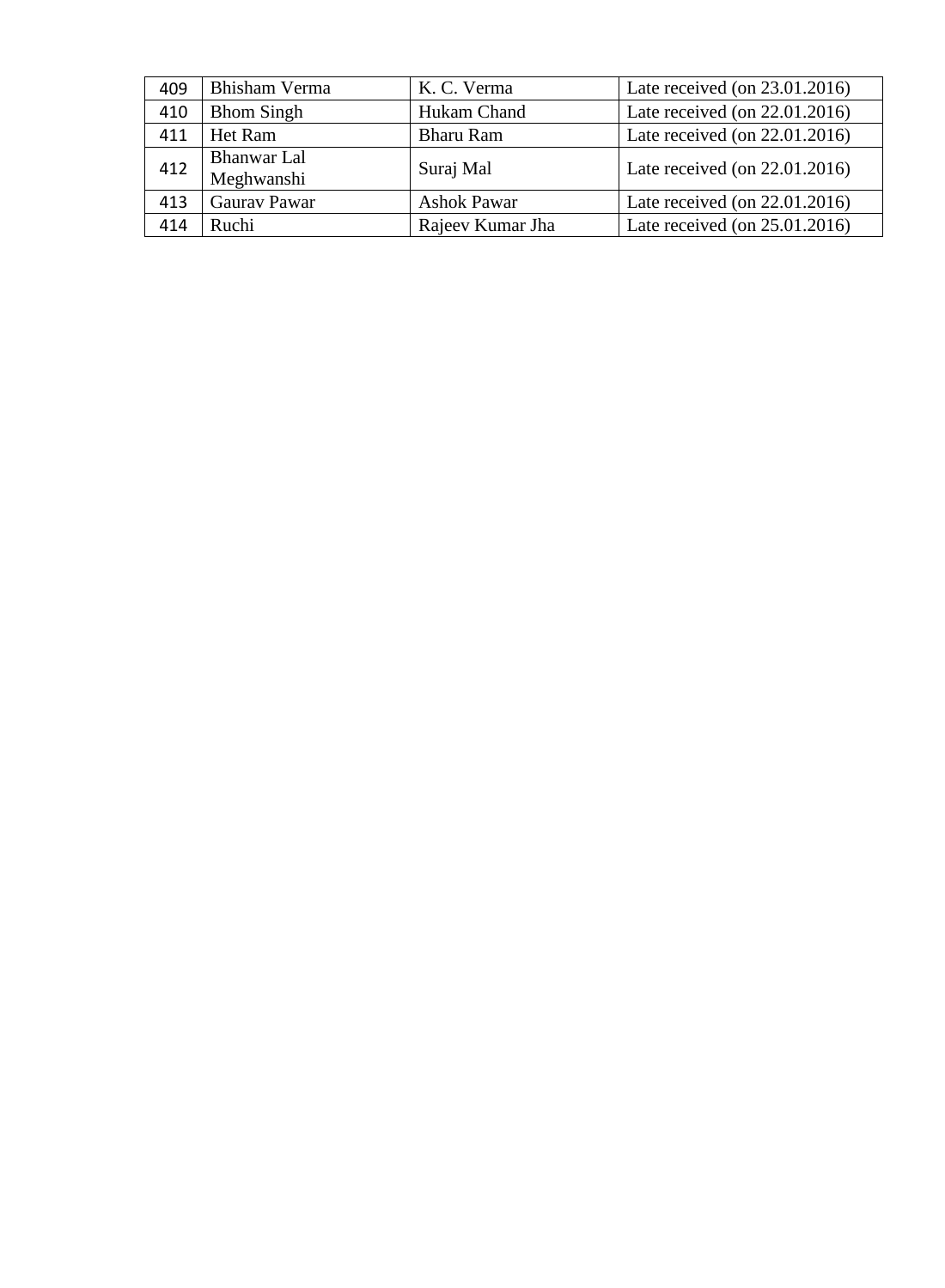| | | | |
|---|---|---|---|
| 409 | Bhisham Verma | K. C. Verma | Late received (on 23.01.2016) |
| 410 | Bhom Singh | Hukam Chand | Late received (on 22.01.2016) |
| 411 | Het Ram | Bharu Ram | Late received (on 22.01.2016) |
| 412 | Bhanwar Lal Meghwanshi | Suraj Mal | Late received (on 22.01.2016) |
| 413 | Gaurav Pawar | Ashok Pawar | Late received (on 22.01.2016) |
| 414 | Ruchi | Rajeev Kumar Jha | Late received (on 25.01.2016) |